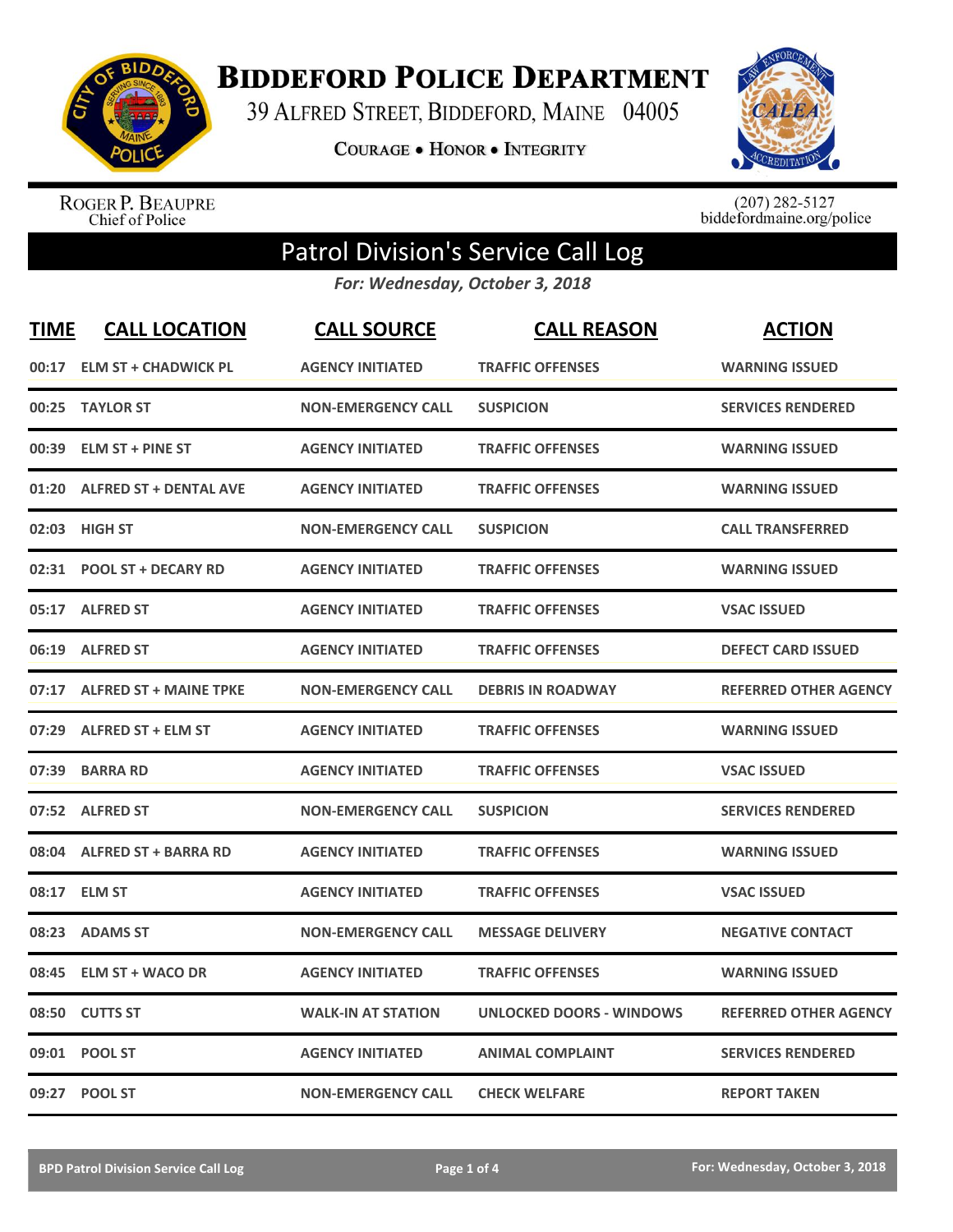# BIDDEFORD POLICE DEPARTMENT

39 ALFRED STREET, BIDDEFORD, MAINE 04005

COURAGE • HONOR • INTEGRITY

ROGER P. BEAUPRE
Chief of Police

(207) 282-5127
biddefordmaine.org/police

## Patrol Division's Service Call Log

*For: Wednesday, October 3, 2018*

| TIME | CALL LOCATION | CALL SOURCE | CALL REASON | ACTION |
|---|---|---|---|---|
| 00:17 | ELM ST + CHADWICK PL | AGENCY INITIATED | TRAFFIC OFFENSES | WARNING ISSUED |
| 00:25 | TAYLOR ST | NON-EMERGENCY CALL | SUSPICION | SERVICES RENDERED |
| 00:39 | ELM ST + PINE ST | AGENCY INITIATED | TRAFFIC OFFENSES | WARNING ISSUED |
| 01:20 | ALFRED ST + DENTAL AVE | AGENCY INITIATED | TRAFFIC OFFENSES | WARNING ISSUED |
| 02:03 | HIGH ST | NON-EMERGENCY CALL | SUSPICION | CALL TRANSFERRED |
| 02:31 | POOL ST + DECARY RD | AGENCY INITIATED | TRAFFIC OFFENSES | WARNING ISSUED |
| 05:17 | ALFRED ST | AGENCY INITIATED | TRAFFIC OFFENSES | VSAC ISSUED |
| 06:19 | ALFRED ST | AGENCY INITIATED | TRAFFIC OFFENSES | DEFECT CARD ISSUED |
| 07:17 | ALFRED ST + MAINE TPKE | NON-EMERGENCY CALL | DEBRIS IN ROADWAY | REFERRED OTHER AGENCY |
| 07:29 | ALFRED ST + ELM ST | AGENCY INITIATED | TRAFFIC OFFENSES | WARNING ISSUED |
| 07:39 | BARRA RD | AGENCY INITIATED | TRAFFIC OFFENSES | VSAC ISSUED |
| 07:52 | ALFRED ST | NON-EMERGENCY CALL | SUSPICION | SERVICES RENDERED |
| 08:04 | ALFRED ST + BARRA RD | AGENCY INITIATED | TRAFFIC OFFENSES | WARNING ISSUED |
| 08:17 | ELM ST | AGENCY INITIATED | TRAFFIC OFFENSES | VSAC ISSUED |
| 08:23 | ADAMS ST | NON-EMERGENCY CALL | MESSAGE DELIVERY | NEGATIVE CONTACT |
| 08:45 | ELM ST + WACO DR | AGENCY INITIATED | TRAFFIC OFFENSES | WARNING ISSUED |
| 08:50 | CUTTS ST | WALK-IN AT STATION | UNLOCKED DOORS - WINDOWS | REFERRED OTHER AGENCY |
| 09:01 | POOL ST | AGENCY INITIATED | ANIMAL COMPLAINT | SERVICES RENDERED |
| 09:27 | POOL ST | NON-EMERGENCY CALL | CHECK WELFARE | REPORT TAKEN |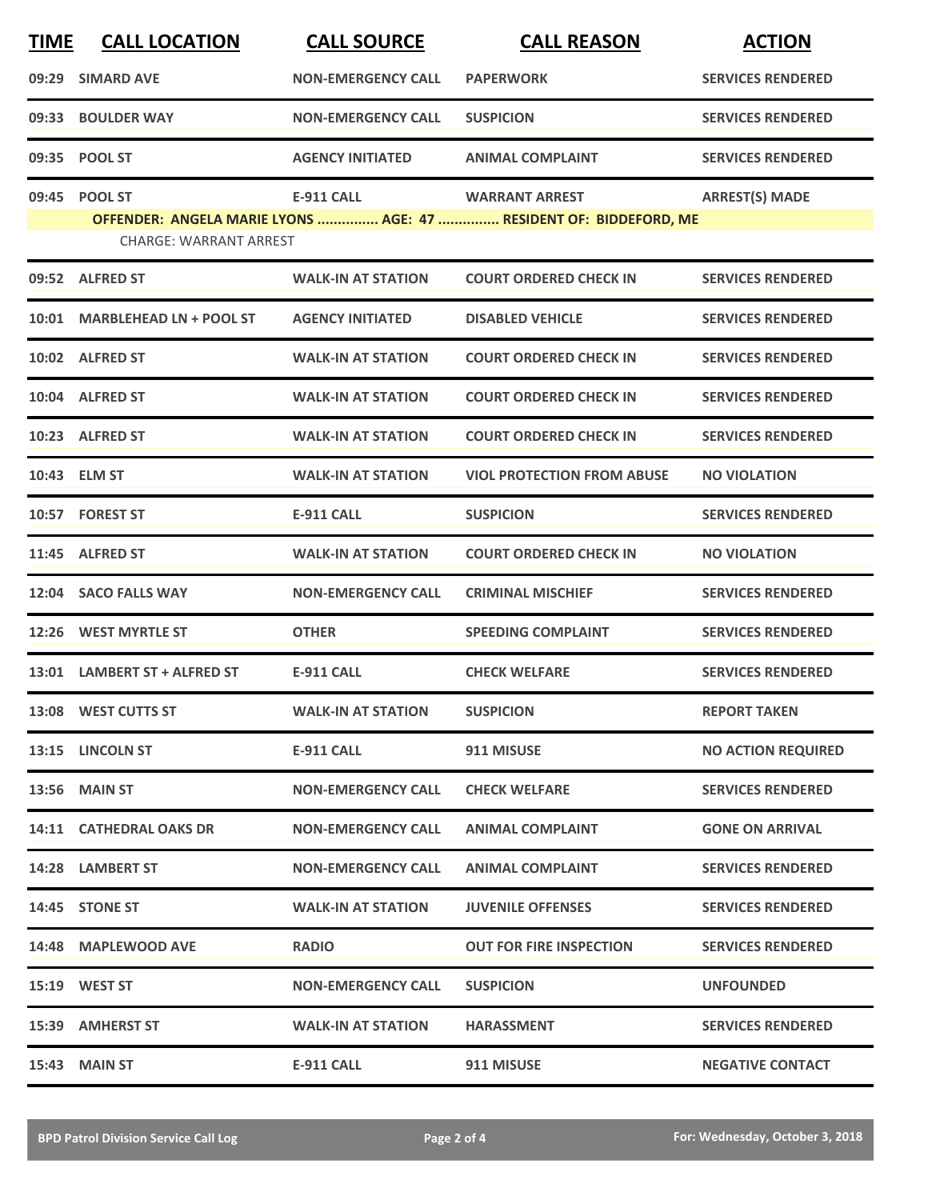| TIME | CALL LOCATION | CALL SOURCE | CALL REASON | ACTION |
|---|---|---|---|---|
| 09:29 | SIMARD AVE | NON-EMERGENCY CALL | PAPERWORK | SERVICES RENDERED |
| 09:33 | BOULDER WAY | NON-EMERGENCY CALL | SUSPICION | SERVICES RENDERED |
| 09:35 | POOL ST | AGENCY INITIATED | ANIMAL COMPLAINT | SERVICES RENDERED |
| 09:45 | POOL ST | E-911 CALL | WARRANT ARREST | ARREST(S) MADE |
| | OFFENDER: ANGELA MARIE LYONS ............... AGE: 47 ............... RESIDENT OF: BIDDEFORD, ME | | | |
| | CHARGE: WARRANT ARREST | | | |
| 09:52 | ALFRED ST | WALK-IN AT STATION | COURT ORDERED CHECK IN | SERVICES RENDERED |
| 10:01 | MARBLEHEAD LN + POOL ST | AGENCY INITIATED | DISABLED VEHICLE | SERVICES RENDERED |
| 10:02 | ALFRED ST | WALK-IN AT STATION | COURT ORDERED CHECK IN | SERVICES RENDERED |
| 10:04 | ALFRED ST | WALK-IN AT STATION | COURT ORDERED CHECK IN | SERVICES RENDERED |
| 10:23 | ALFRED ST | WALK-IN AT STATION | COURT ORDERED CHECK IN | SERVICES RENDERED |
| 10:43 | ELM ST | WALK-IN AT STATION | VIOL PROTECTION FROM ABUSE | NO VIOLATION |
| 10:57 | FOREST ST | E-911 CALL | SUSPICION | SERVICES RENDERED |
| 11:45 | ALFRED ST | WALK-IN AT STATION | COURT ORDERED CHECK IN | NO VIOLATION |
| 12:04 | SACO FALLS WAY | NON-EMERGENCY CALL | CRIMINAL MISCHIEF | SERVICES RENDERED |
| 12:26 | WEST MYRTLE ST | OTHER | SPEEDING COMPLAINT | SERVICES RENDERED |
| 13:01 | LAMBERT ST + ALFRED ST | E-911 CALL | CHECK WELFARE | SERVICES RENDERED |
| 13:08 | WEST CUTTS ST | WALK-IN AT STATION | SUSPICION | REPORT TAKEN |
| 13:15 | LINCOLN ST | E-911 CALL | 911 MISUSE | NO ACTION REQUIRED |
| 13:56 | MAIN ST | NON-EMERGENCY CALL | CHECK WELFARE | SERVICES RENDERED |
| 14:11 | CATHEDRAL OAKS DR | NON-EMERGENCY CALL | ANIMAL COMPLAINT | GONE ON ARRIVAL |
| 14:28 | LAMBERT ST | NON-EMERGENCY CALL | ANIMAL COMPLAINT | SERVICES RENDERED |
| 14:45 | STONE ST | WALK-IN AT STATION | JUVENILE OFFENSES | SERVICES RENDERED |
| 14:48 | MAPLEWOOD AVE | RADIO | OUT FOR FIRE INSPECTION | SERVICES RENDERED |
| 15:19 | WEST ST | NON-EMERGENCY CALL | SUSPICION | UNFOUNDED |
| 15:39 | AMHERST ST | WALK-IN AT STATION | HARASSMENT | SERVICES RENDERED |
| 15:43 | MAIN ST | E-911 CALL | 911 MISUSE | NEGATIVE CONTACT |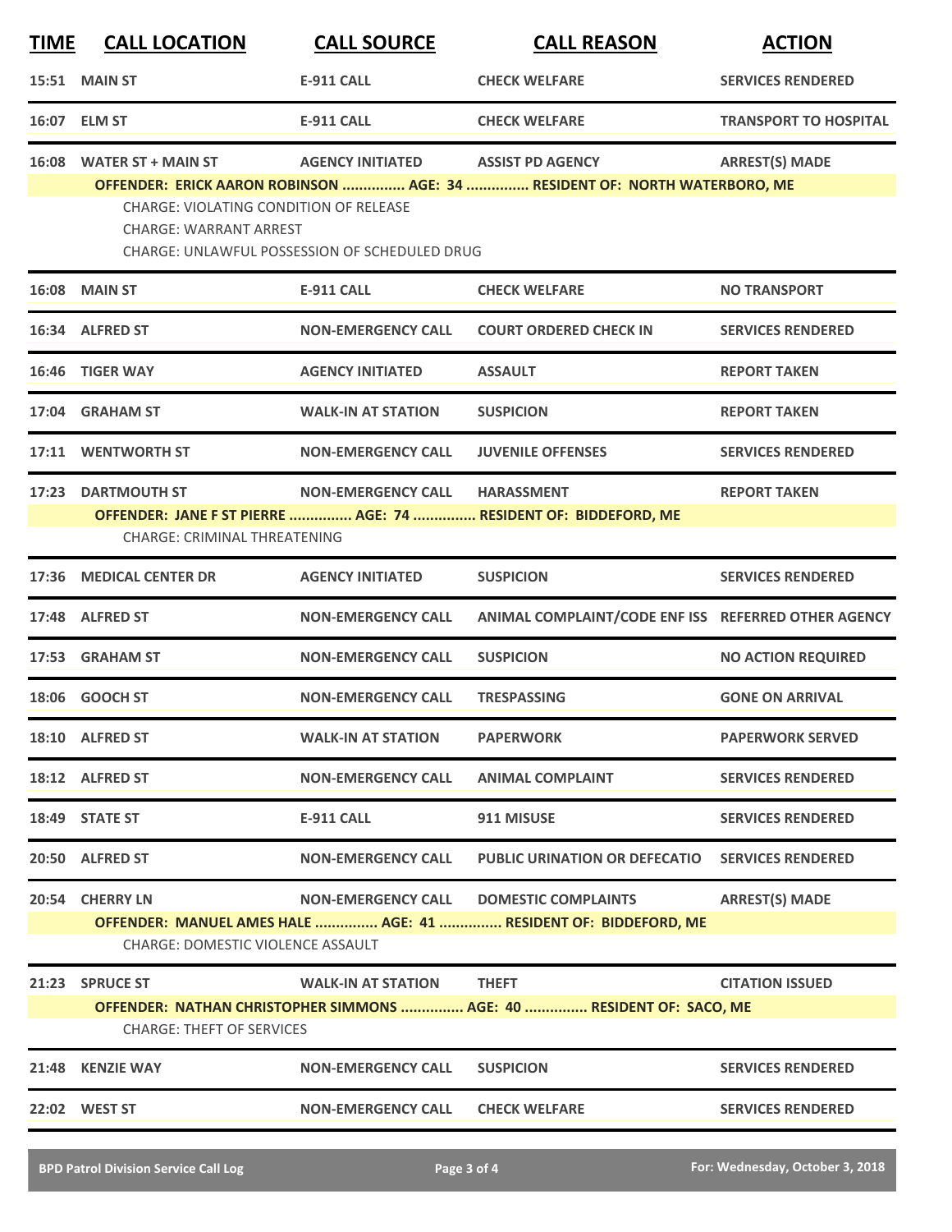| TIME | CALL LOCATION | CALL SOURCE | CALL REASON | ACTION |
|---|---|---|---|---|
| 15:51 | MAIN ST | E-911 CALL | CHECK WELFARE | SERVICES RENDERED |
| 16:07 | ELM ST | E-911 CALL | CHECK WELFARE | TRANSPORT TO HOSPITAL |
| 16:08 | WATER ST + MAIN ST | AGENCY INITIATED | ASSIST PD AGENCY | ARREST(S) MADE |
| | OFFENDER: ERICK AARON ROBINSON ............... AGE: 34 ............... RESIDENT OF: NORTH WATERBORO, ME | | | |
| | CHARGE: VIOLATING CONDITION OF RELEASE | | | |
| | CHARGE: WARRANT ARREST | | | |
| | CHARGE: UNLAWFUL POSSESSION OF SCHEDULED DRUG | | | |
| 16:08 | MAIN ST | E-911 CALL | CHECK WELFARE | NO TRANSPORT |
| 16:34 | ALFRED ST | NON-EMERGENCY CALL | COURT ORDERED CHECK IN | SERVICES RENDERED |
| 16:46 | TIGER WAY | AGENCY INITIATED | ASSAULT | REPORT TAKEN |
| 17:04 | GRAHAM ST | WALK-IN AT STATION | SUSPICION | REPORT TAKEN |
| 17:11 | WENTWORTH ST | NON-EMERGENCY CALL | JUVENILE OFFENSES | SERVICES RENDERED |
| 17:23 | DARTMOUTH ST | NON-EMERGENCY CALL | HARASSMENT | REPORT TAKEN |
| | OFFENDER: JANE F ST PIERRE ............... AGE: 74 ............... RESIDENT OF: BIDDEFORD, ME | | | |
| | CHARGE: CRIMINAL THREATENING | | | |
| 17:36 | MEDICAL CENTER DR | AGENCY INITIATED | SUSPICION | SERVICES RENDERED |
| 17:48 | ALFRED ST | NON-EMERGENCY CALL | ANIMAL COMPLAINT/CODE ENF ISS | REFERRED OTHER AGENCY |
| 17:53 | GRAHAM ST | NON-EMERGENCY CALL | SUSPICION | NO ACTION REQUIRED |
| 18:06 | GOOCH ST | NON-EMERGENCY CALL | TRESPASSING | GONE ON ARRIVAL |
| 18:10 | ALFRED ST | WALK-IN AT STATION | PAPERWORK | PAPERWORK SERVED |
| 18:12 | ALFRED ST | NON-EMERGENCY CALL | ANIMAL COMPLAINT | SERVICES RENDERED |
| 18:49 | STATE ST | E-911 CALL | 911 MISUSE | SERVICES RENDERED |
| 20:50 | ALFRED ST | NON-EMERGENCY CALL | PUBLIC URINATION OR DEFECATIO | SERVICES RENDERED |
| 20:54 | CHERRY LN | NON-EMERGENCY CALL | DOMESTIC COMPLAINTS | ARREST(S) MADE |
| | OFFENDER: MANUEL AMES HALE ............... AGE: 41 ............... RESIDENT OF: BIDDEFORD, ME | | | |
| | CHARGE: DOMESTIC VIOLENCE ASSAULT | | | |
| 21:23 | SPRUCE ST | WALK-IN AT STATION | THEFT | CITATION ISSUED |
| | OFFENDER: NATHAN CHRISTOPHER SIMMONS ............... AGE: 40 ............... RESIDENT OF: SACO, ME | | | |
| | CHARGE: THEFT OF SERVICES | | | |
| 21:48 | KENZIE WAY | NON-EMERGENCY CALL | SUSPICION | SERVICES RENDERED |
| 22:02 | WEST ST | NON-EMERGENCY CALL | CHECK WELFARE | SERVICES RENDERED |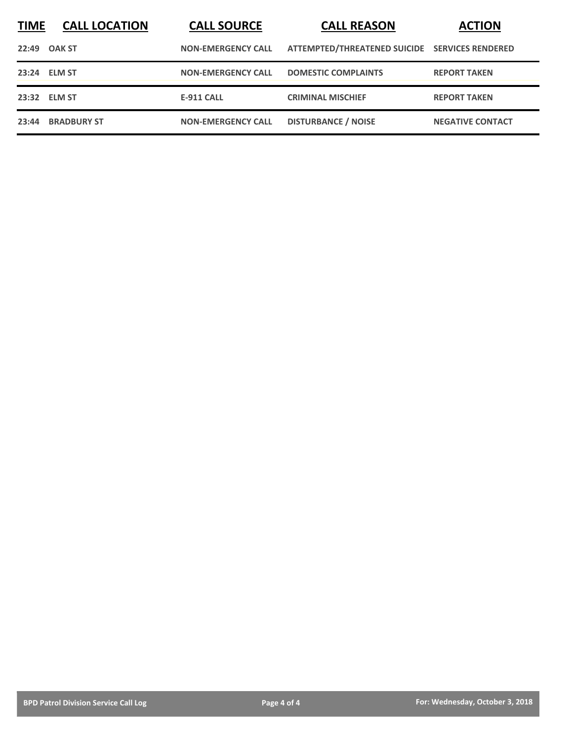| TIME | CALL LOCATION | CALL SOURCE | CALL REASON | ACTION |
|---|---|---|---|---|
| 22:49 | OAK ST | NON-EMERGENCY CALL | ATTEMPTED/THREATENED SUICIDE | SERVICES RENDERED |
| 23:24 | ELM ST | NON-EMERGENCY CALL | DOMESTIC COMPLAINTS | REPORT TAKEN |
| 23:32 | ELM ST | E-911 CALL | CRIMINAL MISCHIEF | REPORT TAKEN |
| 23:44 | BRADBURY ST | NON-EMERGENCY CALL | DISTURBANCE / NOISE | NEGATIVE CONTACT |